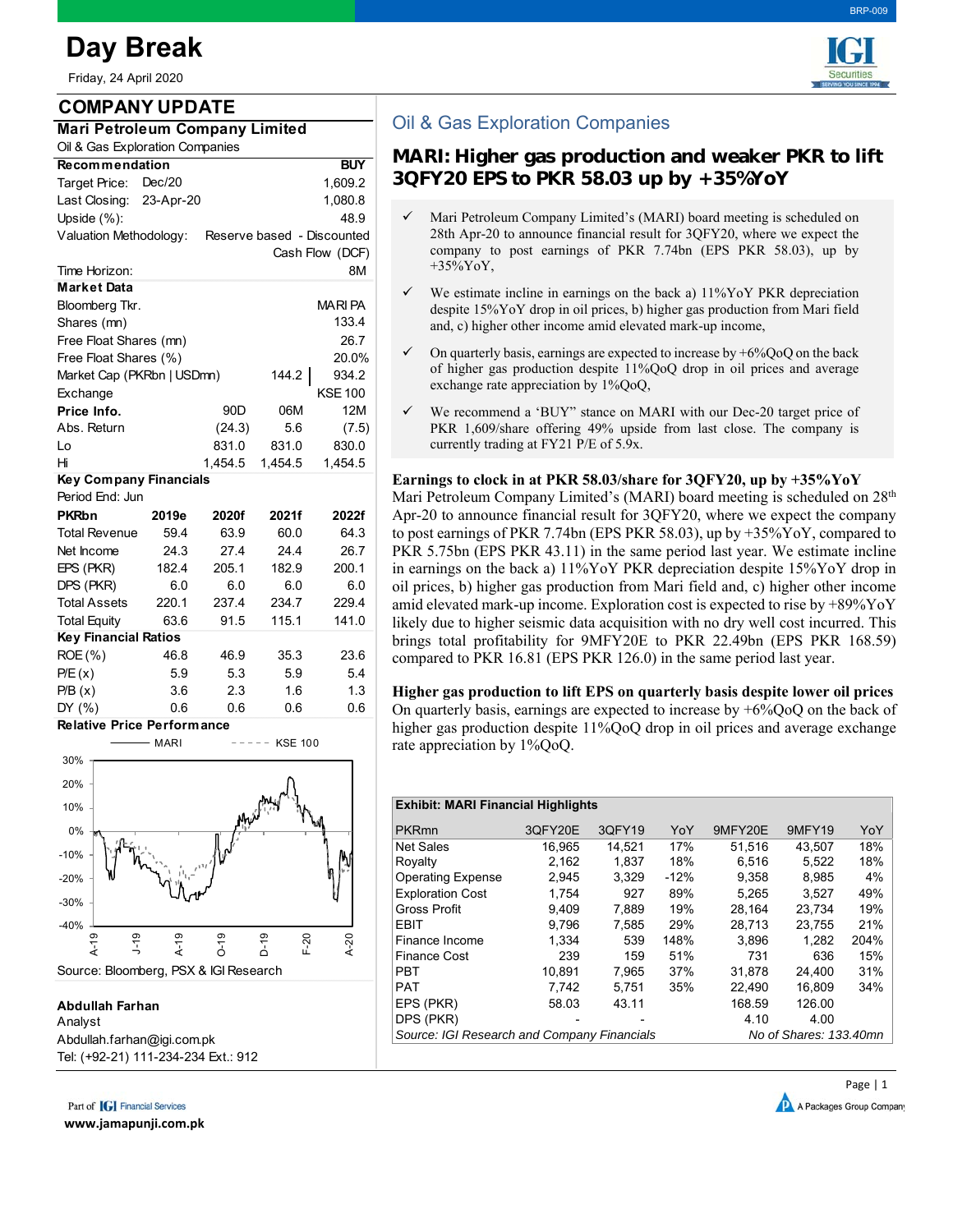# Day Break

Friday, 24 April 2020

## COMPANY UPDATE

### Mari Petroleum Company Limited

Oil & Gas Exploration Companies

| Recommendation | | BUY |
|---|---|---|
| Target Price: | Dec/20 | 1,609.2 |
| Last Closing: | 23-Apr-20 | 1,080.8 |
| Upside (%): | | 48.9 |
| Valuation Methodology: | Reserve based - Discounted Cash Flow (DCF) | |
| Time Horizon: | | 8M |

| Market Data | |
|---|---|
| Bloomberg Tkr. | MARI PA |
| Shares (mn) | 133.4 |
| Free Float Shares (mn) | 26.7 |
| Free Float Shares (%) | 20.0% |
| Market Cap (PKRbn \| USDmn) | 144.2 \| 934.2 |
| Exchange | KSE 100 |

| Price Info. | 90D | 06M | 12M |
|---|---|---|---|
| Abs. Return | (24.3) | 5.6 | (7.5) |
| Lo | 831.0 | 831.0 | 830.0 |
| Hi | 1,454.5 | 1,454.5 | 1,454.5 |

**Key Company Financials**

Period End: Jun

| PKRbn | 2019e | 2020f | 2021f | 2022f |
|---|---|---|---|---|
| Total Revenue | 59.4 | 63.9 | 60.0 | 64.3 |
| Net Income | 24.3 | 27.4 | 24.4 | 26.7 |
| EPS (PKR) | 182.4 | 205.1 | 182.9 | 200.1 |
| DPS (PKR) | 6.0 | 6.0 | 6.0 | 6.0 |
| Total Assets | 220.1 | 237.4 | 234.7 | 229.4 |
| Total Equity | 63.6 | 91.5 | 115.1 | 141.0 |
| **Key Financial Ratios** | | | | |
| ROE (%) | 46.8 | 46.9 | 35.3 | 23.6 |
| P/E (x) | 5.9 | 5.3 | 5.9 | 5.4 |
| P/B (x) | 3.6 | 2.3 | 1.6 | 1.3 |
| DY (%) | 0.6 | 0.6 | 0.6 | 0.6 |

**Relative Price Performance**

Source: Bloomberg, PSX & IGI Research

**Abdullah Farhan**
Analyst
Abdullah.farhan@igi.com.pk
Tel: (+92-21) 111-234-234 Ext.: 912

## Oil & Gas Exploration Companies

## MARI: Higher gas production and weaker PKR to lift 3QFY20 EPS to PKR 58.03 up by +35%YoY

- ✓ Mari Petroleum Company Limited's (MARI) board meeting is scheduled on 28th Apr-20 to announce financial result for 3QFY20, where we expect the company to post earnings of PKR 7.74bn (EPS PKR 58.03), up by +35%YoY,
- ✓ We estimate incline in earnings on the back a) 11%YoY PKR depreciation despite 15%YoY drop in oil prices, b) higher gas production from Mari field and, c) higher other income amid elevated mark-up income,
- ✓ On quarterly basis, earnings are expected to increase by +6%QoQ on the back of higher gas production despite 11%QoQ drop in oil prices and average exchange rate appreciation by 1%QoQ,
- ✓ We recommend a 'BUY" stance on MARI with our Dec-20 target price of PKR 1,609/share offering 49% upside from last close. The company is currently trading at FY21 P/E of 5.9x.

**Earnings to clock in at PKR 58.03/share for 3QFY20, up by +35%YoY**

Mari Petroleum Company Limited's (MARI) board meeting is scheduled on 28th Apr-20 to announce financial result for 3QFY20, where we expect the company to post earnings of PKR 7.74bn (EPS PKR 58.03), up by +35%YoY, compared to PKR 5.75bn (EPS PKR 43.11) in the same period last year. We estimate incline in earnings on the back a) 11%YoY PKR depreciation despite 15%YoY drop in oil prices, b) higher gas production from Mari field and, c) higher other income amid elevated mark-up income. Exploration cost is expected to rise by +89%YoY likely due to higher seismic data acquisition with no dry well cost incurred. This brings total profitability for 9MFY20E to PKR 22.49bn (EPS PKR 168.59) compared to PKR 16.81 (EPS PKR 126.0) in the same period last year.

**Higher gas production to lift EPS on quarterly basis despite lower oil prices**

On quarterly basis, earnings are expected to increase by +6%QoQ on the back of higher gas production despite 11%QoQ drop in oil prices and average exchange rate appreciation by 1%QoQ.

**Exhibit: MARI Financial Highlights**

| PKRmn | 3QFY20E | 3QFY19 | YoY | 9MFY20E | 9MFY19 | YoY |
|---|---|---|---|---|---|---|
| Net Sales | 16,965 | 14,521 | 17% | 51,516 | 43,507 | 18% |
| Royalty | 2,162 | 1,837 | 18% | 6,516 | 5,522 | 18% |
| Operating Expense | 2,945 | 3,329 | -12% | 9,358 | 8,985 | 4% |
| Exploration Cost | 1,754 | 927 | 89% | 5,265 | 3,527 | 49% |
| Gross Profit | 9,409 | 7,889 | 19% | 28,164 | 23,734 | 19% |
| EBIT | 9,796 | 7,585 | 29% | 28,713 | 23,755 | 21% |
| Finance Income | 1,334 | 539 | 148% | 3,896 | 1,282 | 204% |
| Finance Cost | 239 | 159 | 51% | 731 | 636 | 15% |
| PBT | 10,891 | 7,965 | 37% | 31,878 | 24,400 | 31% |
| PAT | 7,742 | 5,751 | 35% | 22,490 | 16,809 | 34% |
| EPS (PKR) | 58.03 | 43.11 | | 168.59 | 126.00 | |
| DPS (PKR) | - | - | | 4.10 | 4.00 | |

*Source: IGI Research and Company Financials* — *No of Shares: 133.40mn*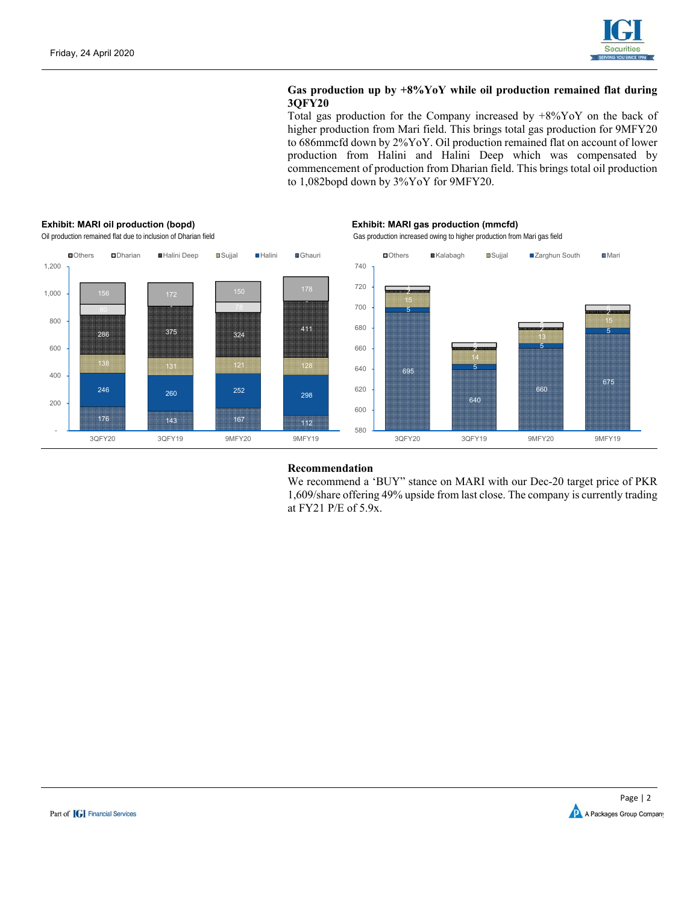### Gas production up by +8%YoY while oil production remained flat during 3QFY20

Total gas production for the Company increased by +8%YoY on the back of higher production from Mari field. This brings total gas production for 9MFY20 to 686mmcfd down by 2%YoY. Oil production remained flat on account of lower production from Halini and Halini Deep which was compensated by commencement of production from Dharian field. This brings total oil production to 1,082bopd down by 3%YoY for 9MFY20.

**Exhibit: MARI oil production (bopd)**

Oil production remained flat due to inclusion of Dharian field

Others, Dharian, Halini Deep, Sujjal, Halini, Ghauri

1,200
1,000
800
600
400
200
-

3QFY20: 156, 80, 286, 138, 246, 176
3QFY19: 172, 375, 131, 260, 143
9MFY20: 150, 78, 324, 121, 252, 167
9MFY19: 178, 411, 128, 298, 112

**Exhibit: MARI gas production (mmcfd)**

Gas production increased owing to higher production from Mari gas field

Others, Kalabagh, Sujjal, Zarghun South, Mari

740
720
700
680
660
640
620
600
580

3QFY20: 2, 15, 5, 695
3QFY19: 5, 2, 14, 5, 640
9MFY20: 2, 2, 13, 5, 660
9MFY19: 2, 15, 5, 675

### Recommendation

We recommend a 'BUY" stance on MARI with our Dec-20 target price of PKR 1,609/share offering 49% upside from last close. The company is currently trading at FY21 P/E of 5.9x.